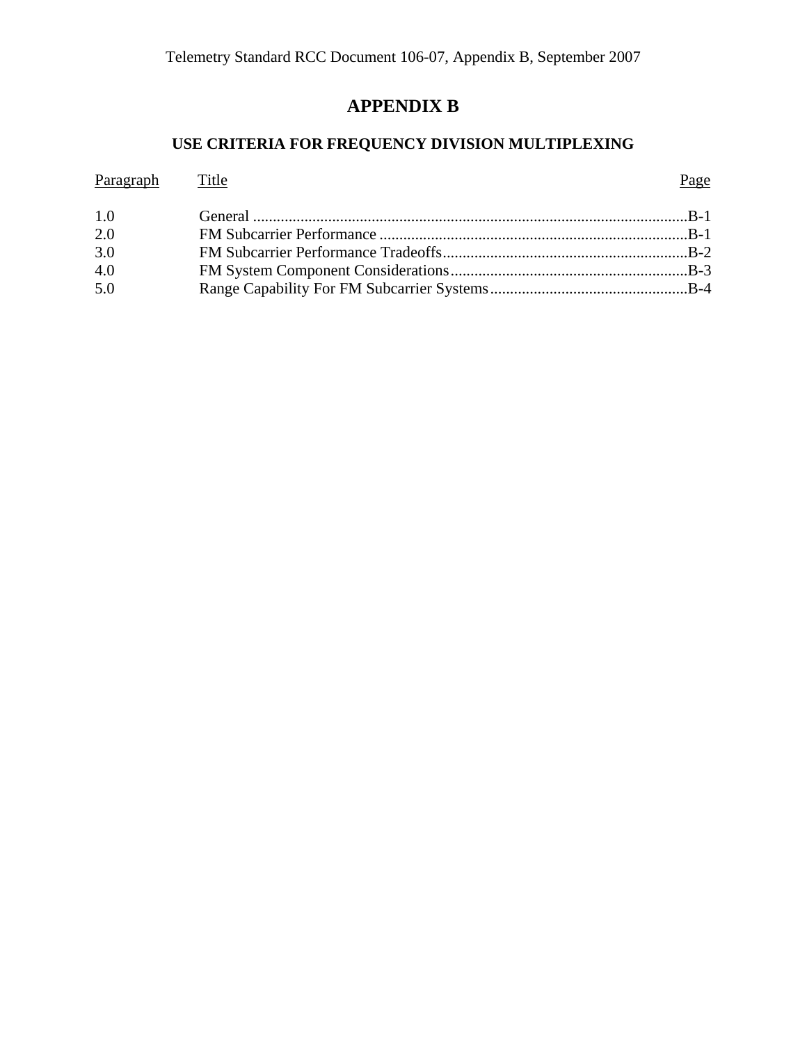# APPENDIX B

## USE CRITERIA FOR FREQUENCY DIVISION MULTIPLEXING

| Paragraph | Title | Page |
|---|---|---|
| 1.0 | General | B-1 |
| 2.0 | FM Subcarrier Performance | B-1 |
| 3.0 | FM Subcarrier Performance Tradeoffs | B-2 |
| 4.0 | FM System Component Considerations | B-3 |
| 5.0 | Range Capability For FM Subcarrier Systems | B-4 |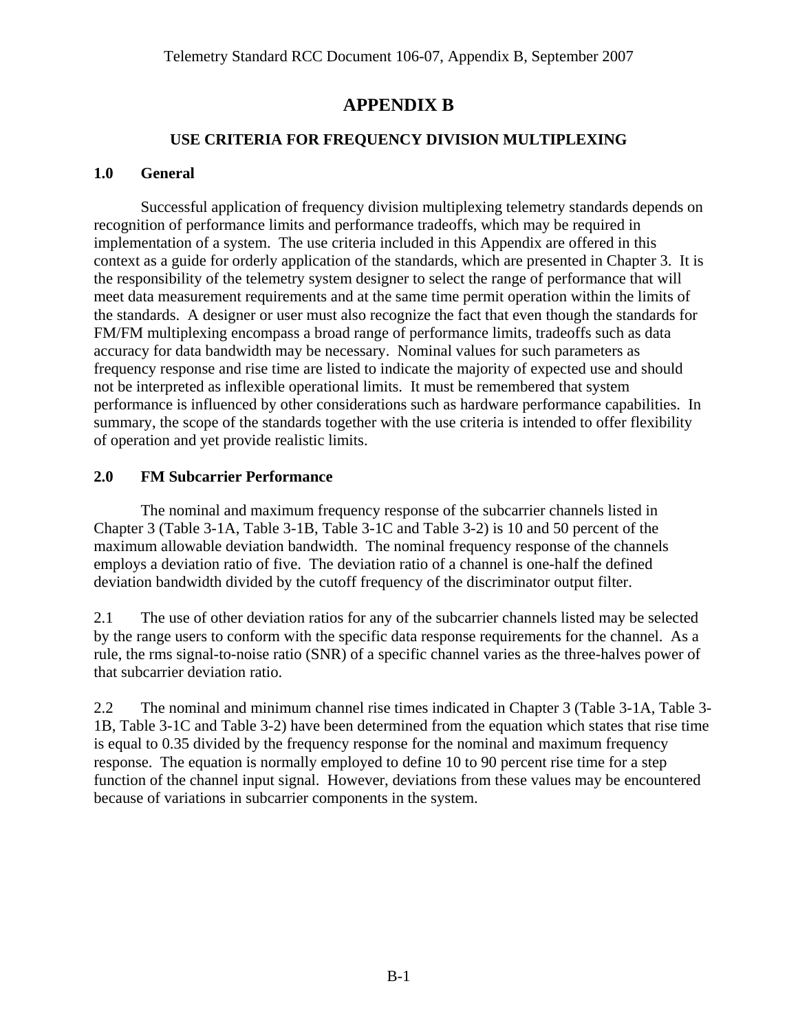# APPENDIX B

## USE CRITERIA FOR FREQUENCY DIVISION MULTIPLEXING

### 1.0 General

Successful application of frequency division multiplexing telemetry standards depends on recognition of performance limits and performance tradeoffs, which may be required in implementation of a system. The use criteria included in this Appendix are offered in this context as a guide for orderly application of the standards, which are presented in Chapter 3. It is the responsibility of the telemetry system designer to select the range of performance that will meet data measurement requirements and at the same time permit operation within the limits of the standards. A designer or user must also recognize the fact that even though the standards for FM/FM multiplexing encompass a broad range of performance limits, tradeoffs such as data accuracy for data bandwidth may be necessary. Nominal values for such parameters as frequency response and rise time are listed to indicate the majority of expected use and should not be interpreted as inflexible operational limits. It must be remembered that system performance is influenced by other considerations such as hardware performance capabilities. In summary, the scope of the standards together with the use criteria is intended to offer flexibility of operation and yet provide realistic limits.

### 2.0 FM Subcarrier Performance

The nominal and maximum frequency response of the subcarrier channels listed in Chapter 3 (Table 3-1A, Table 3-1B, Table 3-1C and Table 3-2) is 10 and 50 percent of the maximum allowable deviation bandwidth. The nominal frequency response of the channels employs a deviation ratio of five. The deviation ratio of a channel is one-half the defined deviation bandwidth divided by the cutoff frequency of the discriminator output filter.

2.1 The use of other deviation ratios for any of the subcarrier channels listed may be selected by the range users to conform with the specific data response requirements for the channel. As a rule, the rms signal-to-noise ratio (SNR) of a specific channel varies as the three-halves power of that subcarrier deviation ratio.

2.2 The nominal and minimum channel rise times indicated in Chapter 3 (Table 3-1A, Table 3-1B, Table 3-1C and Table 3-2) have been determined from the equation which states that rise time is equal to 0.35 divided by the frequency response for the nominal and maximum frequency response. The equation is normally employed to define 10 to 90 percent rise time for a step function of the channel input signal. However, deviations from these values may be encountered because of variations in subcarrier components in the system.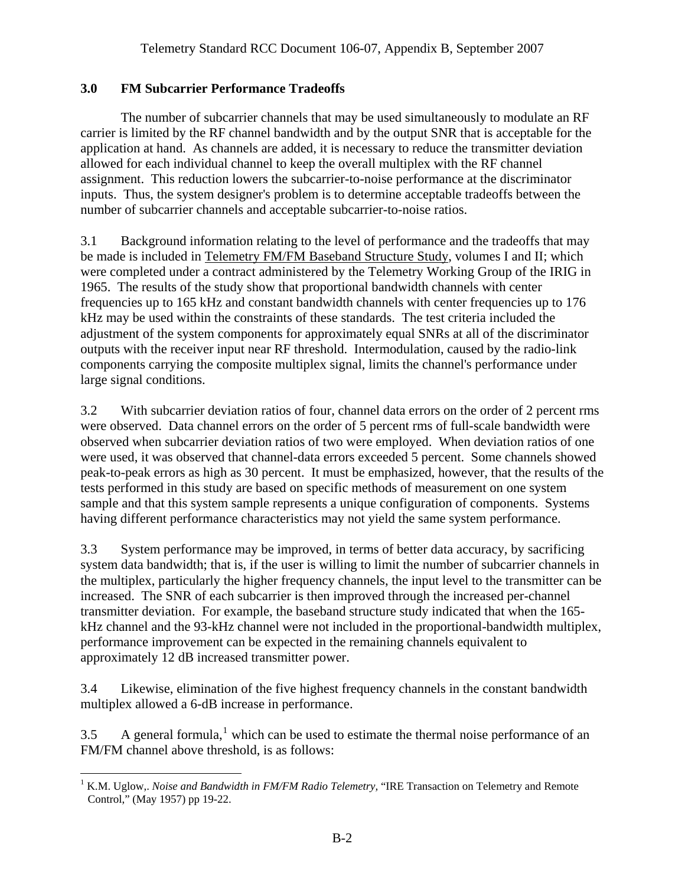## 3.0 FM Subcarrier Performance Tradeoffs

The number of subcarrier channels that may be used simultaneously to modulate an RF carrier is limited by the RF channel bandwidth and by the output SNR that is acceptable for the application at hand. As channels are added, it is necessary to reduce the transmitter deviation allowed for each individual channel to keep the overall multiplex with the RF channel assignment. This reduction lowers the subcarrier-to-noise performance at the discriminator inputs. Thus, the system designer's problem is to determine acceptable tradeoffs between the number of subcarrier channels and acceptable subcarrier-to-noise ratios.

3.1 Background information relating to the level of performance and the tradeoffs that may be made is included in Telemetry FM/FM Baseband Structure Study, volumes I and II; which were completed under a contract administered by the Telemetry Working Group of the IRIG in 1965. The results of the study show that proportional bandwidth channels with center frequencies up to 165 kHz and constant bandwidth channels with center frequencies up to 176 kHz may be used within the constraints of these standards. The test criteria included the adjustment of the system components for approximately equal SNRs at all of the discriminator outputs with the receiver input near RF threshold. Intermodulation, caused by the radio-link components carrying the composite multiplex signal, limits the channel's performance under large signal conditions.

3.2 With subcarrier deviation ratios of four, channel data errors on the order of 2 percent rms were observed. Data channel errors on the order of 5 percent rms of full-scale bandwidth were observed when subcarrier deviation ratios of two were employed. When deviation ratios of one were used, it was observed that channel-data errors exceeded 5 percent. Some channels showed peak-to-peak errors as high as 30 percent. It must be emphasized, however, that the results of the tests performed in this study are based on specific methods of measurement on one system sample and that this system sample represents a unique configuration of components. Systems having different performance characteristics may not yield the same system performance.

3.3 System performance may be improved, in terms of better data accuracy, by sacrificing system data bandwidth; that is, if the user is willing to limit the number of subcarrier channels in the multiplex, particularly the higher frequency channels, the input level to the transmitter can be increased. The SNR of each subcarrier is then improved through the increased per-channel transmitter deviation. For example, the baseband structure study indicated that when the 165-kHz channel and the 93-kHz channel were not included in the proportional-bandwidth multiplex, performance improvement can be expected in the remaining channels equivalent to approximately 12 dB increased transmitter power.

3.4 Likewise, elimination of the five highest frequency channels in the constant bandwidth multiplex allowed a 6-dB increase in performance.

3.5 A general formula,[1] which can be used to estimate the thermal noise performance of an FM/FM channel above threshold, is as follows:

[1] K.M. Uglow,. *Noise and Bandwidth in FM/FM Radio Telemetry,* "IRE Transaction on Telemetry and Remote Control," (May 1957) pp 19-22.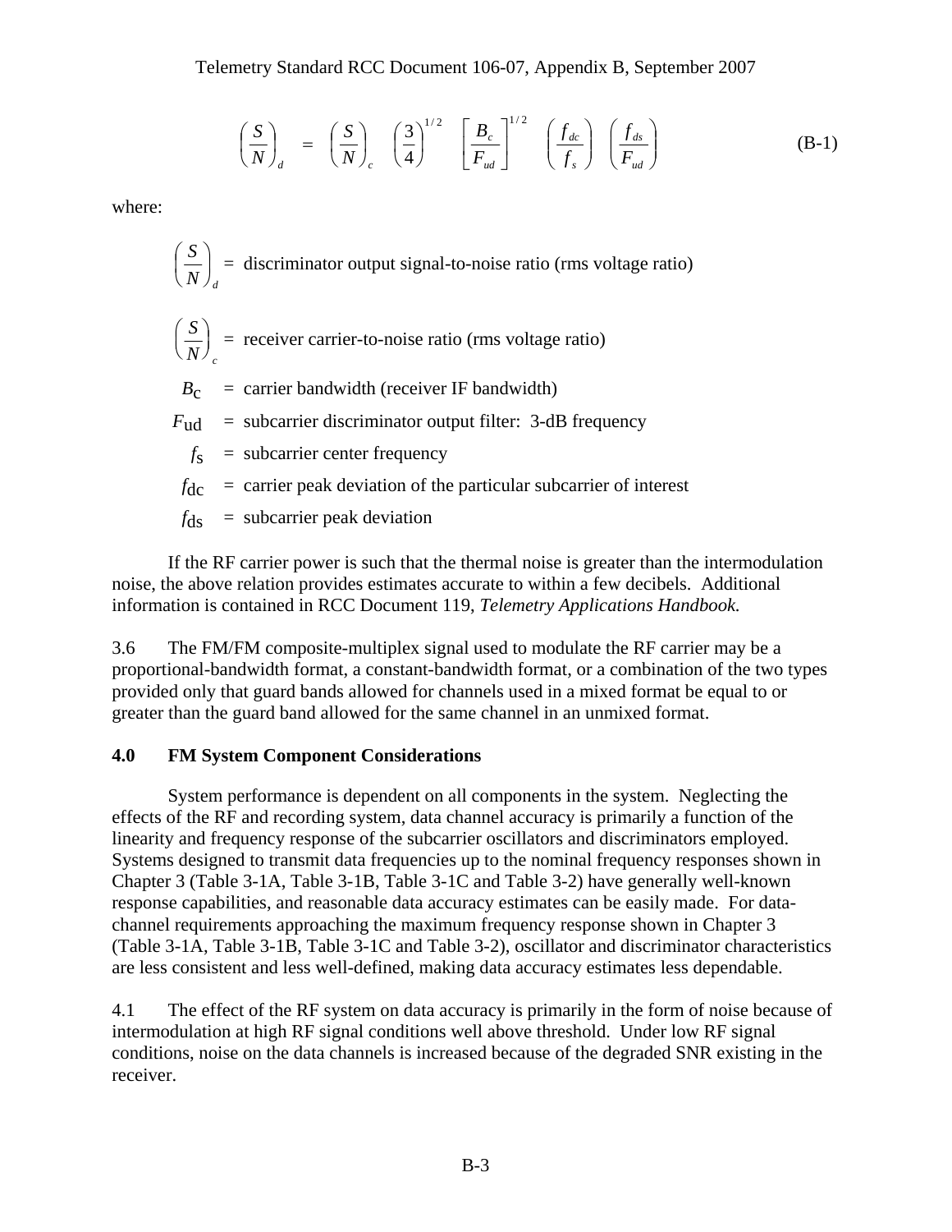$$\left(\frac{S}{N}\right)_d = \left(\frac{S}{N}\right)_c \left(\frac{3}{4}\right)^{1/2} \left[\frac{B_c}{F_{ud}}\right]^{1/2} \left(\frac{f_{dc}}{f_s}\right) \left(\frac{f_{ds}}{F_{ud}}\right) \qquad \text{(B-1)}$$

where:

$\left(\frac{S}{N}\right)_d$ = discriminator output signal-to-noise ratio (rms voltage ratio)

$\left(\frac{S}{N}\right)_c$ = receiver carrier-to-noise ratio (rms voltage ratio)

$B_c$ = carrier bandwidth (receiver IF bandwidth)

$F_{ud}$ = subcarrier discriminator output filter: 3-dB frequency

$f_s$ = subcarrier center frequency

$f_{dc}$ = carrier peak deviation of the particular subcarrier of interest

$f_{ds}$ = subcarrier peak deviation

If the RF carrier power is such that the thermal noise is greater than the intermodulation noise, the above relation provides estimates accurate to within a few decibels. Additional information is contained in RCC Document 119, *Telemetry Applications Handbook.*

3.6 The FM/FM composite-multiplex signal used to modulate the RF carrier may be a proportional-bandwidth format, a constant-bandwidth format, or a combination of the two types provided only that guard bands allowed for channels used in a mixed format be equal to or greater than the guard band allowed for the same channel in an unmixed format.

## 4.0 FM System Component Considerations

System performance is dependent on all components in the system. Neglecting the effects of the RF and recording system, data channel accuracy is primarily a function of the linearity and frequency response of the subcarrier oscillators and discriminators employed. Systems designed to transmit data frequencies up to the nominal frequency responses shown in Chapter 3 (Table 3-1A, Table 3-1B, Table 3-1C and Table 3-2) have generally well-known response capabilities, and reasonable data accuracy estimates can be easily made. For data-channel requirements approaching the maximum frequency response shown in Chapter 3 (Table 3-1A, Table 3-1B, Table 3-1C and Table 3-2), oscillator and discriminator characteristics are less consistent and less well-defined, making data accuracy estimates less dependable.

4.1 The effect of the RF system on data accuracy is primarily in the form of noise because of intermodulation at high RF signal conditions well above threshold. Under low RF signal conditions, noise on the data channels is increased because of the degraded SNR existing in the receiver.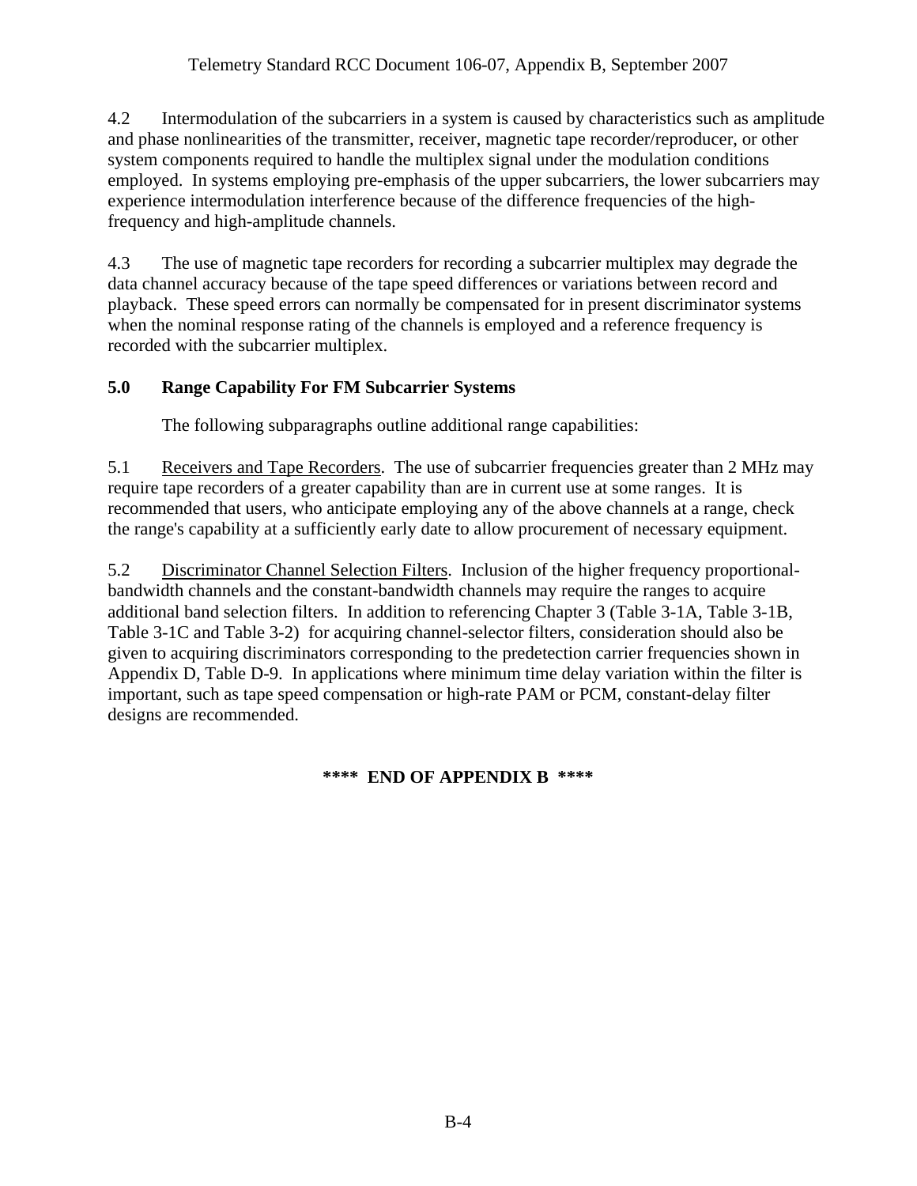4.2 Intermodulation of the subcarriers in a system is caused by characteristics such as amplitude and phase nonlinearities of the transmitter, receiver, magnetic tape recorder/reproducer, or other system components required to handle the multiplex signal under the modulation conditions employed. In systems employing pre-emphasis of the upper subcarriers, the lower subcarriers may experience intermodulation interference because of the difference frequencies of the high-frequency and high-amplitude channels.

4.3 The use of magnetic tape recorders for recording a subcarrier multiplex may degrade the data channel accuracy because of the tape speed differences or variations between record and playback. These speed errors can normally be compensated for in present discriminator systems when the nominal response rating of the channels is employed and a reference frequency is recorded with the subcarrier multiplex.

## 5.0 Range Capability For FM Subcarrier Systems

The following subparagraphs outline additional range capabilities:

5.1 Receivers and Tape Recorders. The use of subcarrier frequencies greater than 2 MHz may require tape recorders of a greater capability than are in current use at some ranges. It is recommended that users, who anticipate employing any of the above channels at a range, check the range's capability at a sufficiently early date to allow procurement of necessary equipment.

5.2 Discriminator Channel Selection Filters. Inclusion of the higher frequency proportional-bandwidth channels and the constant-bandwidth channels may require the ranges to acquire additional band selection filters. In addition to referencing Chapter 3 (Table 3-1A, Table 3-1B, Table 3-1C and Table 3-2) for acquiring channel-selector filters, consideration should also be given to acquiring discriminators corresponding to the predetection carrier frequencies shown in Appendix D, Table D-9. In applications where minimum time delay variation within the filter is important, such as tape speed compensation or high-rate PAM or PCM, constant-delay filter designs are recommended.

**\*\*\*\* END OF APPENDIX B \*\*\*\***